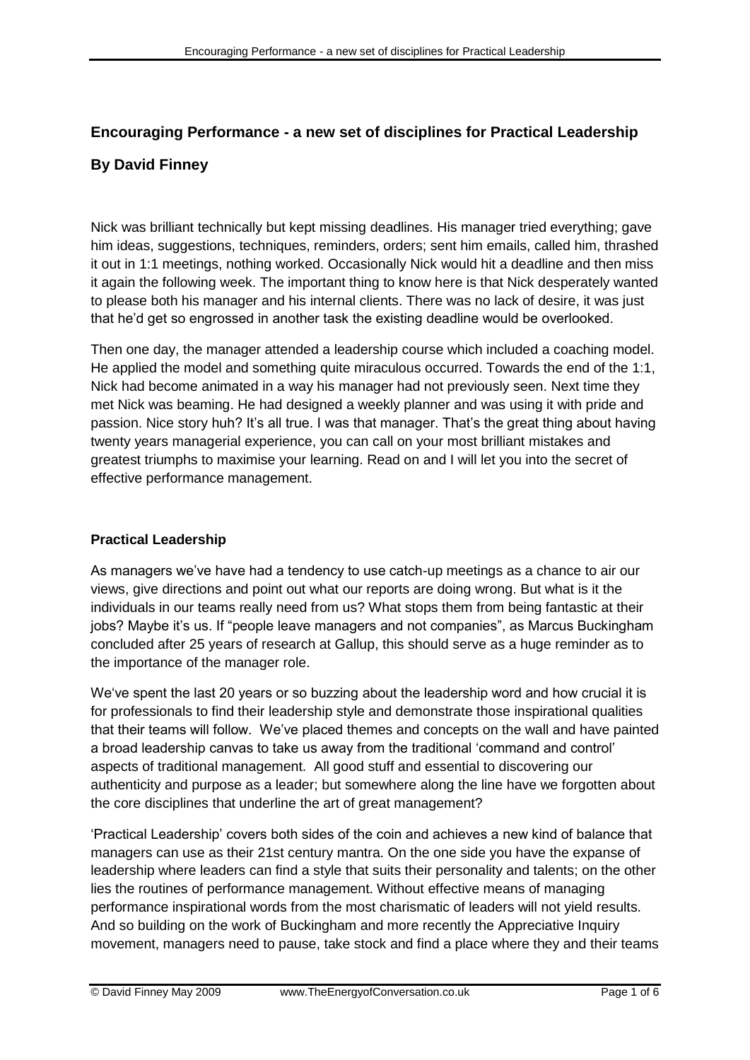## Encouraging Performance - a new set of disciplines for Practical Leadership

## By David Finney

Nick was brilliant technically but kept missing deadlines. His manager tried everything; gave him ideas, suggestions, techniques, reminders, orders; sent him emails, called him, thrashed it out in 1:1 meetings, nothing worked. Occasionally Nick would hit a deadline and then miss it again the following week. The important thing to know here is that Nick desperately wanted to please both his manager and his internal clients. There was no lack of desire, it was just that he'd get so engrossed in another task the existing deadline would be overlooked.

Then one day, the manager attended a leadership course which included a coaching model. He applied the model and something quite miraculous occurred. Towards the end of the 1:1, Nick had become animated in a way his manager had not previously seen. Next time they met Nick was beaming. He had designed a weekly planner and was using it with pride and passion. Nice story huh? It's all true. I was that manager. That's the great thing about having twenty years managerial experience, you can call on your most brilliant mistakes and greatest triumphs to maximise your learning. Read on and I will let you into the secret of effective performance management.

### Practical Leadership

As managers we've have had a tendency to use catch-up meetings as a chance to air our views, give directions and point out what our reports are doing wrong. But what is it the individuals in our teams really need from us? What stops them from being fantastic at their jobs? Maybe it's us. If "people leave managers and not companies", as Marcus Buckingham concluded after 25 years of research at Gallup, this should serve as a huge reminder as to the importance of the manager role.

We've spent the last 20 years or so buzzing about the leadership word and how crucial it is for professionals to find their leadership style and demonstrate those inspirational qualities that their teams will follow. We've placed themes and concepts on the wall and have painted a broad leadership canvas to take us away from the traditional 'command and control' aspects of traditional management. All good stuff and essential to discovering our authenticity and purpose as a leader; but somewhere along the line have we forgotten about the core disciplines that underline the art of great management?

'Practical Leadership' covers both sides of the coin and achieves a new kind of balance that managers can use as their 21st century mantra. On the one side you have the expanse of leadership where leaders can find a style that suits their personality and talents; on the other lies the routines of performance management. Without effective means of managing performance inspirational words from the most charismatic of leaders will not yield results. And so building on the work of Buckingham and more recently the Appreciative Inquiry movement, managers need to pause, take stock and find a place where they and their teams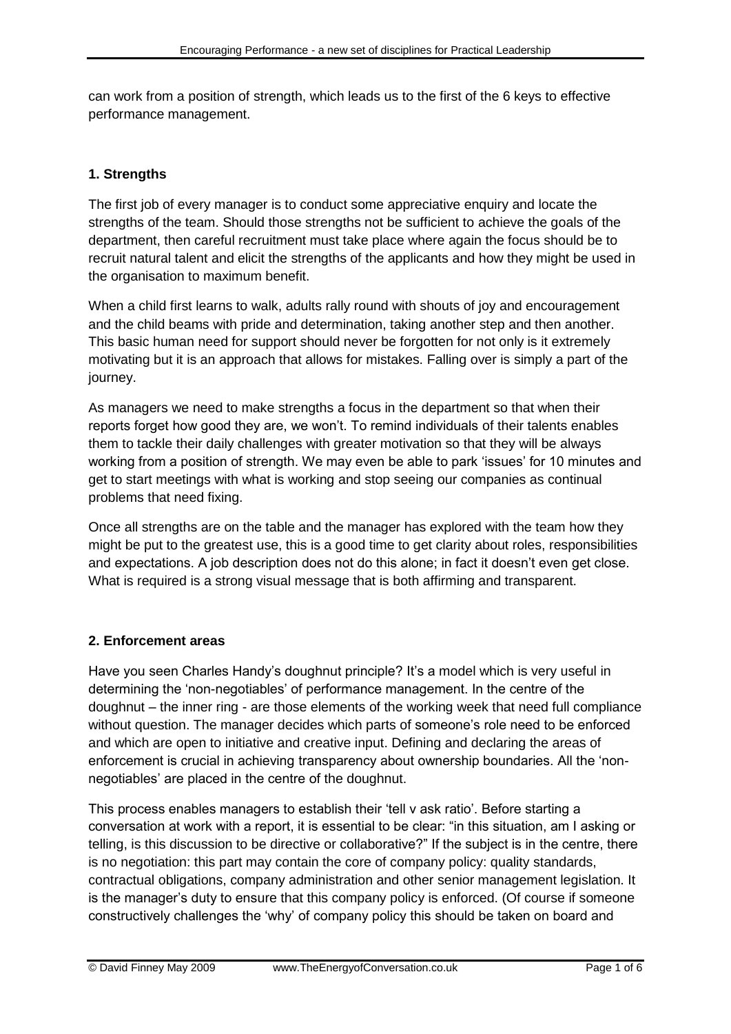can work from a position of strength, which leads us to the first of the 6 keys to effective performance management.

## 1. Strengths

The first job of every manager is to conduct some appreciative enquiry and locate the strengths of the team. Should those strengths not be sufficient to achieve the goals of the department, then careful recruitment must take place where again the focus should be to recruit natural talent and elicit the strengths of the applicants and how they might be used in the organisation to maximum benefit.

When a child first learns to walk, adults rally round with shouts of joy and encouragement and the child beams with pride and determination, taking another step and then another. This basic human need for support should never be forgotten for not only is it extremely motivating but it is an approach that allows for mistakes. Falling over is simply a part of the journey.

As managers we need to make strengths a focus in the department so that when their reports forget how good they are, we won't. To remind individuals of their talents enables them to tackle their daily challenges with greater motivation so that they will be always working from a position of strength. We may even be able to park 'issues' for 10 minutes and get to start meetings with what is working and stop seeing our companies as continual problems that need fixing.

Once all strengths are on the table and the manager has explored with the team how they might be put to the greatest use, this is a good time to get clarity about roles, responsibilities and expectations. A job description does not do this alone; in fact it doesn't even get close. What is required is a strong visual message that is both affirming and transparent.

## 2. Enforcement areas

Have you seen Charles Handy's doughnut principle? It's a model which is very useful in determining the 'non-negotiables' of performance management. In the centre of the doughnut – the inner ring - are those elements of the working week that need full compliance without question. The manager decides which parts of someone's role need to be enforced and which are open to initiative and creative input. Defining and declaring the areas of enforcement is crucial in achieving transparency about ownership boundaries. All the 'non-negotiables' are placed in the centre of the doughnut.

This process enables managers to establish their 'tell v ask ratio'. Before starting a conversation at work with a report, it is essential to be clear: "in this situation, am I asking or telling, is this discussion to be directive or collaborative?" If the subject is in the centre, there is no negotiation: this part may contain the core of company policy: quality standards, contractual obligations, company administration and other senior management legislation. It is the manager's duty to ensure that this company policy is enforced. (Of course if someone constructively challenges the 'why' of company policy this should be taken on board and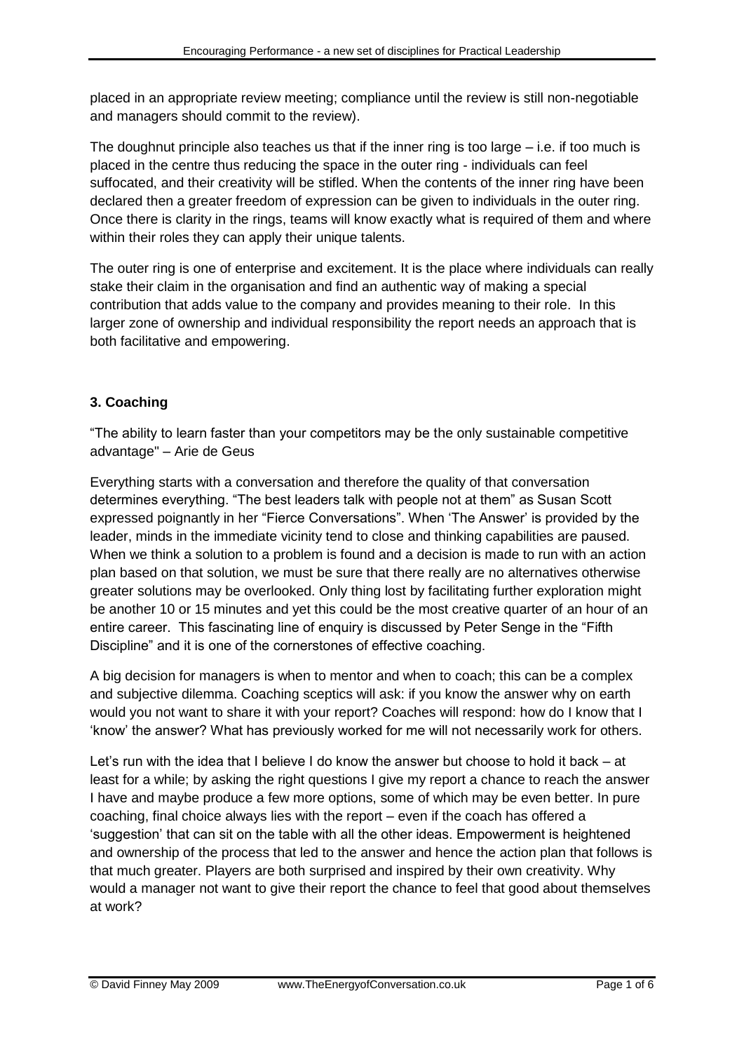placed in an appropriate review meeting; compliance until the review is still non-negotiable and managers should commit to the review).

The doughnut principle also teaches us that if the inner ring is too large – i.e. if too much is placed in the centre thus reducing the space in the outer ring - individuals can feel suffocated, and their creativity will be stifled. When the contents of the inner ring have been declared then a greater freedom of expression can be given to individuals in the outer ring. Once there is clarity in the rings, teams will know exactly what is required of them and where within their roles they can apply their unique talents.

The outer ring is one of enterprise and excitement. It is the place where individuals can really stake their claim in the organisation and find an authentic way of making a special contribution that adds value to the company and provides meaning to their role. In this larger zone of ownership and individual responsibility the report needs an approach that is both facilitative and empowering.

### 3. Coaching

"The ability to learn faster than your competitors may be the only sustainable competitive advantage" – Arie de Geus

Everything starts with a conversation and therefore the quality of that conversation determines everything. "The best leaders talk with people not at them" as Susan Scott expressed poignantly in her "Fierce Conversations". When 'The Answer' is provided by the leader, minds in the immediate vicinity tend to close and thinking capabilities are paused. When we think a solution to a problem is found and a decision is made to run with an action plan based on that solution, we must be sure that there really are no alternatives otherwise greater solutions may be overlooked. Only thing lost by facilitating further exploration might be another 10 or 15 minutes and yet this could be the most creative quarter of an hour of an entire career. This fascinating line of enquiry is discussed by Peter Senge in the "Fifth Discipline" and it is one of the cornerstones of effective coaching.

A big decision for managers is when to mentor and when to coach; this can be a complex and subjective dilemma. Coaching sceptics will ask: if you know the answer why on earth would you not want to share it with your report? Coaches will respond: how do I know that I 'know' the answer? What has previously worked for me will not necessarily work for others.

Let's run with the idea that I believe I do know the answer but choose to hold it back – at least for a while; by asking the right questions I give my report a chance to reach the answer I have and maybe produce a few more options, some of which may be even better. In pure coaching, final choice always lies with the report – even if the coach has offered a 'suggestion' that can sit on the table with all the other ideas. Empowerment is heightened and ownership of the process that led to the answer and hence the action plan that follows is that much greater. Players are both surprised and inspired by their own creativity. Why would a manager not want to give their report the chance to feel that good about themselves at work?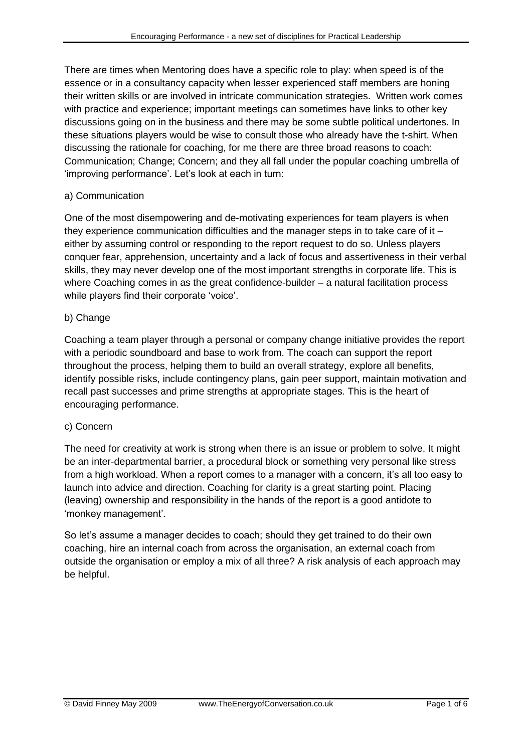There are times when Mentoring does have a specific role to play: when speed is of the essence or in a consultancy capacity when lesser experienced staff members are honing their written skills or are involved in intricate communication strategies. Written work comes with practice and experience; important meetings can sometimes have links to other key discussions going on in the business and there may be some subtle political undertones. In these situations players would be wise to consult those who already have the t-shirt. When discussing the rationale for coaching, for me there are three broad reasons to coach: Communication; Change; Concern; and they all fall under the popular coaching umbrella of 'improving performance'. Let's look at each in turn:

a) Communication

One of the most disempowering and de-motivating experiences for team players is when they experience communication difficulties and the manager steps in to take care of it – either by assuming control or responding to the report request to do so. Unless players conquer fear, apprehension, uncertainty and a lack of focus and assertiveness in their verbal skills, they may never develop one of the most important strengths in corporate life. This is where Coaching comes in as the great confidence-builder – a natural facilitation process while players find their corporate 'voice'.

b) Change

Coaching a team player through a personal or company change initiative provides the report with a periodic soundboard and base to work from. The coach can support the report throughout the process, helping them to build an overall strategy, explore all benefits, identify possible risks, include contingency plans, gain peer support, maintain motivation and recall past successes and prime strengths at appropriate stages. This is the heart of encouraging performance.

c) Concern

The need for creativity at work is strong when there is an issue or problem to solve. It might be an inter-departmental barrier, a procedural block or something very personal like stress from a high workload. When a report comes to a manager with a concern, it's all too easy to launch into advice and direction. Coaching for clarity is a great starting point. Placing (leaving) ownership and responsibility in the hands of the report is a good antidote to 'monkey management'.

So let's assume a manager decides to coach; should they get trained to do their own coaching, hire an internal coach from across the organisation, an external coach from outside the organisation or employ a mix of all three? A risk analysis of each approach may be helpful.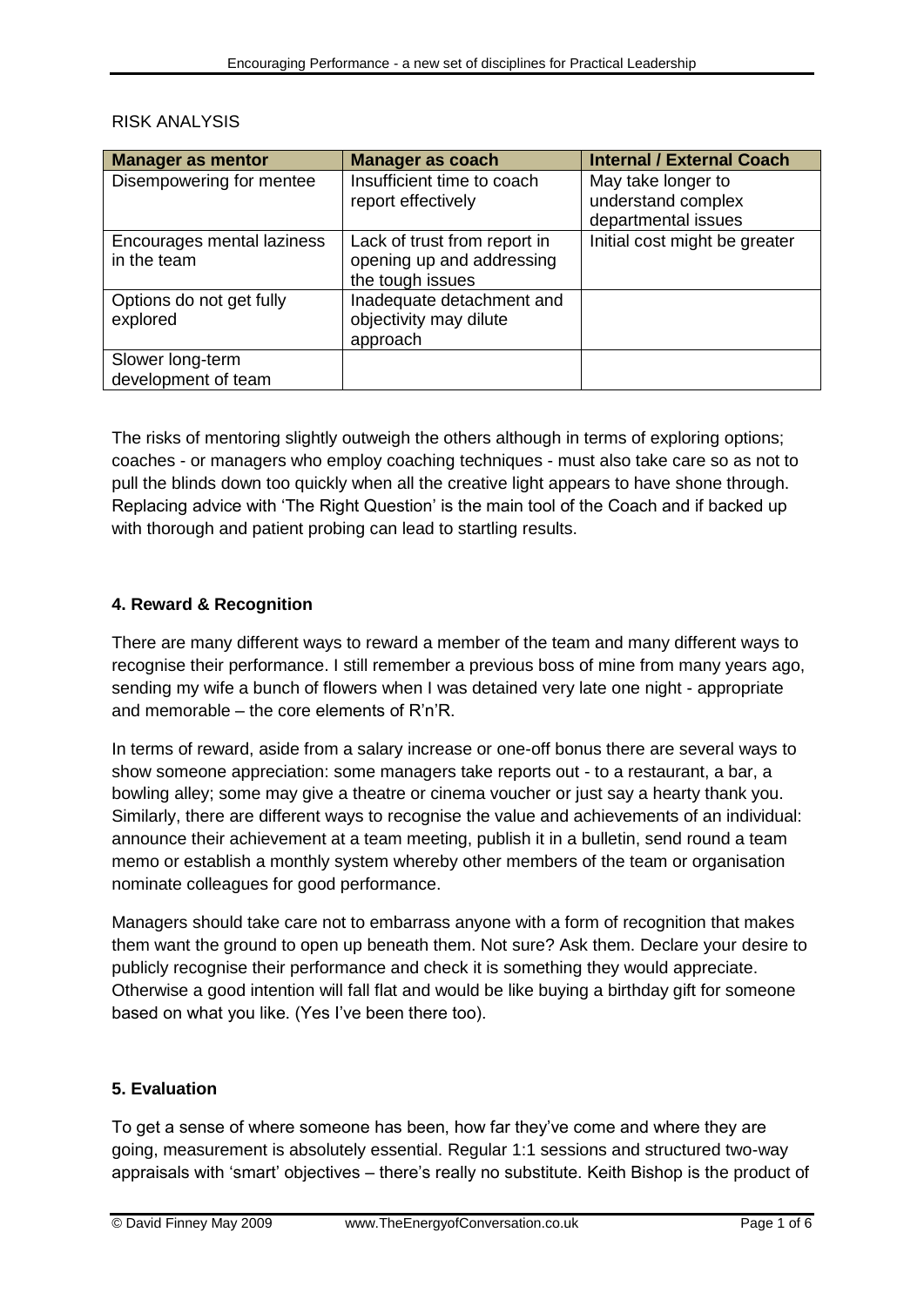RISK ANALYSIS

| Manager as mentor | Manager as coach | Internal / External Coach |
| --- | --- | --- |
| Disempowering for mentee | Insufficient time to coach report effectively | May take longer to understand complex departmental issues |
| Encourages mental laziness in the team | Lack of trust from report in opening up and addressing the tough issues | Initial cost might be greater |
| Options do not get fully explored | Inadequate detachment and objectivity may dilute approach | |
| Slower long-term development of team | | |

The risks of mentoring slightly outweigh the others although in terms of exploring options; coaches - or managers who employ coaching techniques - must also take care so as not to pull the blinds down too quickly when all the creative light appears to have shone through. Replacing advice with 'The Right Question' is the main tool of the Coach and if backed up with thorough and patient probing can lead to startling results.

**4. Reward & Recognition**

There are many different ways to reward a member of the team and many different ways to recognise their performance. I still remember a previous boss of mine from many years ago, sending my wife a bunch of flowers when I was detained very late one night - appropriate and memorable – the core elements of R'n'R.

In terms of reward, aside from a salary increase or one-off bonus there are several ways to show someone appreciation: some managers take reports out - to a restaurant, a bar, a bowling alley; some may give a theatre or cinema voucher or just say a hearty thank you. Similarly, there are different ways to recognise the value and achievements of an individual: announce their achievement at a team meeting, publish it in a bulletin, send round a team memo or establish a monthly system whereby other members of the team or organisation nominate colleagues for good performance.

Managers should take care not to embarrass anyone with a form of recognition that makes them want the ground to open up beneath them. Not sure? Ask them. Declare your desire to publicly recognise their performance and check it is something they would appreciate. Otherwise a good intention will fall flat and would be like buying a birthday gift for someone based on what you like. (Yes I've been there too).

**5. Evaluation**

To get a sense of where someone has been, how far they've come and where they are going, measurement is absolutely essential. Regular 1:1 sessions and structured two-way appraisals with 'smart' objectives – there's really no substitute. Keith Bishop is the product of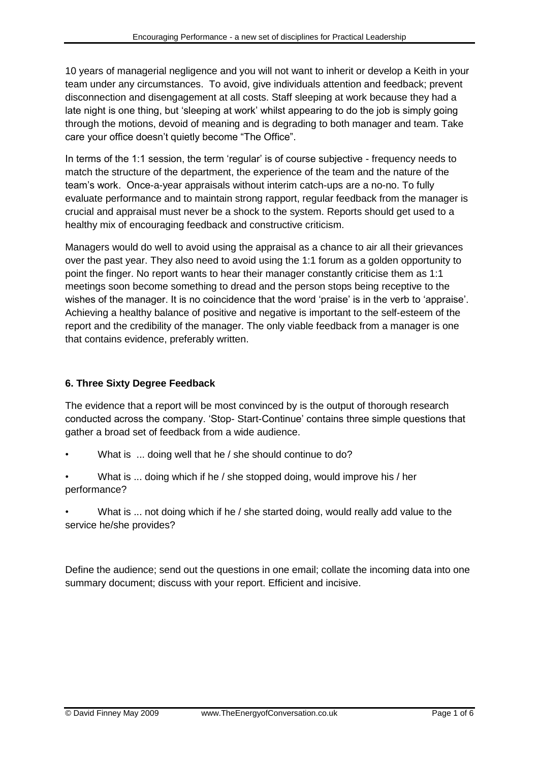10 years of managerial negligence and you will not want to inherit or develop a Keith in your team under any circumstances. To avoid, give individuals attention and feedback; prevent disconnection and disengagement at all costs. Staff sleeping at work because they had a late night is one thing, but 'sleeping at work' whilst appearing to do the job is simply going through the motions, devoid of meaning and is degrading to both manager and team. Take care your office doesn't quietly become "The Office".

In terms of the 1:1 session, the term 'regular' is of course subjective - frequency needs to match the structure of the department, the experience of the team and the nature of the team's work. Once-a-year appraisals without interim catch-ups are a no-no. To fully evaluate performance and to maintain strong rapport, regular feedback from the manager is crucial and appraisal must never be a shock to the system. Reports should get used to a healthy mix of encouraging feedback and constructive criticism.

Managers would do well to avoid using the appraisal as a chance to air all their grievances over the past year. They also need to avoid using the 1:1 forum as a golden opportunity to point the finger. No report wants to hear their manager constantly criticise them as 1:1 meetings soon become something to dread and the person stops being receptive to the wishes of the manager. It is no coincidence that the word 'praise' is in the verb to 'appraise'. Achieving a healthy balance of positive and negative is important to the self-esteem of the report and the credibility of the manager. The only viable feedback from a manager is one that contains evidence, preferably written.

### 6. Three Sixty Degree Feedback

The evidence that a report will be most convinced by is the output of thorough research conducted across the company. 'Stop- Start-Continue' contains three simple questions that gather a broad set of feedback from a wide audience.

- What is ... doing well that he / she should continue to do?
- What is ... doing which if he / she stopped doing, would improve his / her performance?
- What is ... not doing which if he / she started doing, would really add value to the service he/she provides?

Define the audience; send out the questions in one email; collate the incoming data into one summary document; discuss with your report. Efficient and incisive.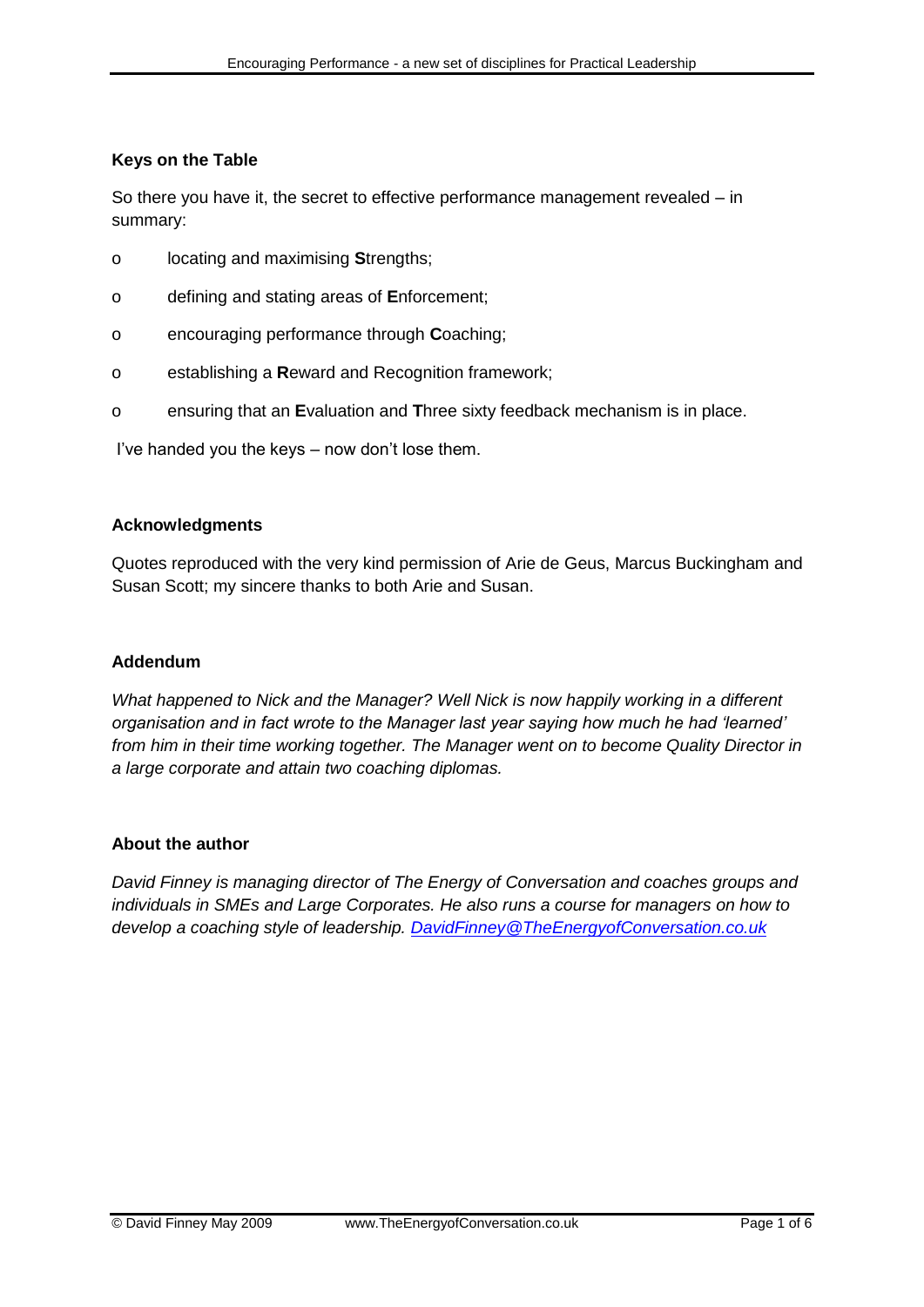### Keys on the Table

So there you have it, the secret to effective performance management revealed – in summary:

- locating and maximising **S**trengths;
- defining and stating areas of **E**nforcement;
- encouraging performance through **C**oaching;
- establishing a **R**eward and Recognition framework;
- ensuring that an **E**valuation and **T**hree sixty feedback mechanism is in place.

I've handed you the keys – now don't lose them.

### Acknowledgments

Quotes reproduced with the very kind permission of Arie de Geus, Marcus Buckingham and Susan Scott; my sincere thanks to both Arie and Susan.

### Addendum

*What happened to Nick and the Manager? Well Nick is now happily working in a different organisation and in fact wrote to the Manager last year saying how much he had 'learned' from him in their time working together. The Manager went on to become Quality Director in a large corporate and attain two coaching diplomas.*

### About the author

*David Finney is managing director of The Energy of Conversation and coaches groups and individuals in SMEs and Large Corporates. He also runs a course for managers on how to develop a coaching style of leadership. DavidFinney@TheEnergyofConversation.co.uk*